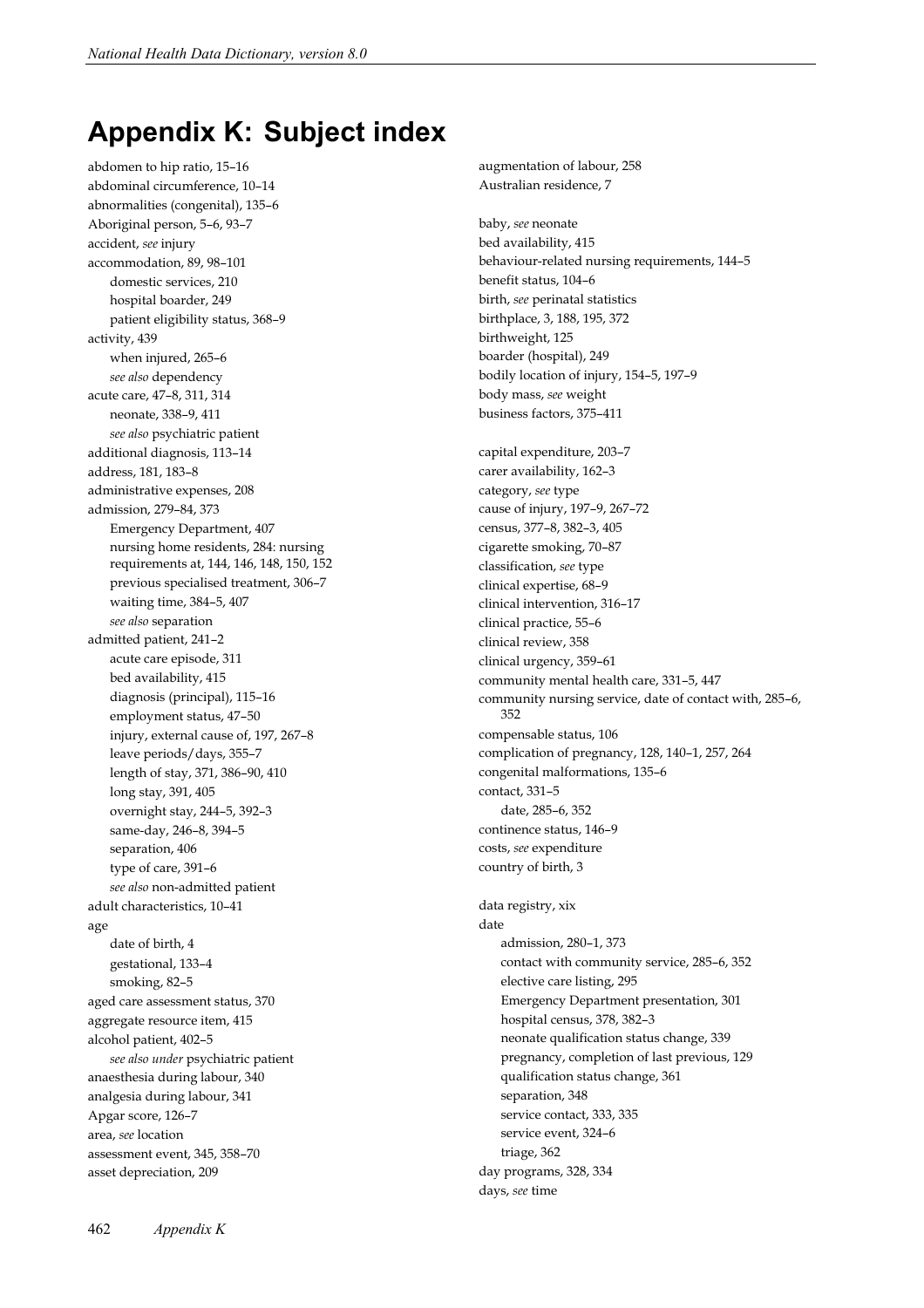# Appendix K: Subject index

abdomen to hip ratio, 15–16
abdominal circumference, 10–14
abnormalities (congenital), 135–6
Aboriginal person, 5–6, 93–7
accident, *see* injury
accommodation, 89, 98–101
    domestic services, 210
    hospital boarder, 249
    patient eligibility status, 368–9
activity, 439
    when injured, 265–6
    *see also* dependency
acute care, 47–8, 311, 314
    neonate, 338–9, 411
    *see also* psychiatric patient
additional diagnosis, 113–14
address, 181, 183–8
administrative expenses, 208
admission, 279–84, 373
    Emergency Department, 407
    nursing home residents, 284: nursing requirements at, 144, 146, 148, 150, 152
    previous specialised treatment, 306–7
    waiting time, 384–5, 407
    *see also* separation
admitted patient, 241–2
    acute care episode, 311
    bed availability, 415
    diagnosis (principal), 115–16
    employment status, 47–50
    injury, external cause of, 197, 267–8
    leave periods/days, 355–7
    length of stay, 371, 386–90, 410
    long stay, 391, 405
    overnight stay, 244–5, 392–3
    same-day, 246–8, 394–5
    separation, 406
    type of care, 391–6
    *see also* non-admitted patient
adult characteristics, 10–41
age
    date of birth, 4
    gestational, 133–4
    smoking, 82–5
aged care assessment status, 370
aggregate resource item, 415
alcohol patient, 402–5
    *see also under* psychiatric patient
anaesthesia during labour, 340
analgesia during labour, 341
Apgar score, 126–7
area, *see* location
assessment event, 345, 358–70
asset depreciation, 209
augmentation of labour, 258
Australian residence, 7

baby, *see* neonate
bed availability, 415
behaviour-related nursing requirements, 144–5
benefit status, 104–6
birth, *see* perinatal statistics
birthplace, 3, 188, 195, 372
birthweight, 125
boarder (hospital), 249
bodily location of injury, 154–5, 197–9
body mass, *see* weight
business factors, 375–411

capital expenditure, 203–7
carer availability, 162–3
category, *see* type
cause of injury, 197–9, 267–72
census, 377–8, 382–3, 405
cigarette smoking, 70–87
classification, *see* type
clinical expertise, 68–9
clinical intervention, 316–17
clinical practice, 55–6
clinical review, 358
clinical urgency, 359–61
community mental health care, 331–5, 447
community nursing service, date of contact with, 285–6, 352
compensable status, 106
complication of pregnancy, 128, 140–1, 257, 264
congenital malformations, 135–6
contact, 331–5
    date, 285–6, 352
continence status, 146–9
costs, *see* expenditure
country of birth, 3

data registry, xix
date
    admission, 280–1, 373
    contact with community service, 285–6, 352
    elective care listing, 295
    Emergency Department presentation, 301
    hospital census, 378, 382–3
    neonate qualification status change, 339
    pregnancy, completion of last previous, 129
    qualification status change, 361
    separation, 348
    service contact, 333, 335
    service event, 324–6
    triage, 362
day programs, 328, 334
days, *see* time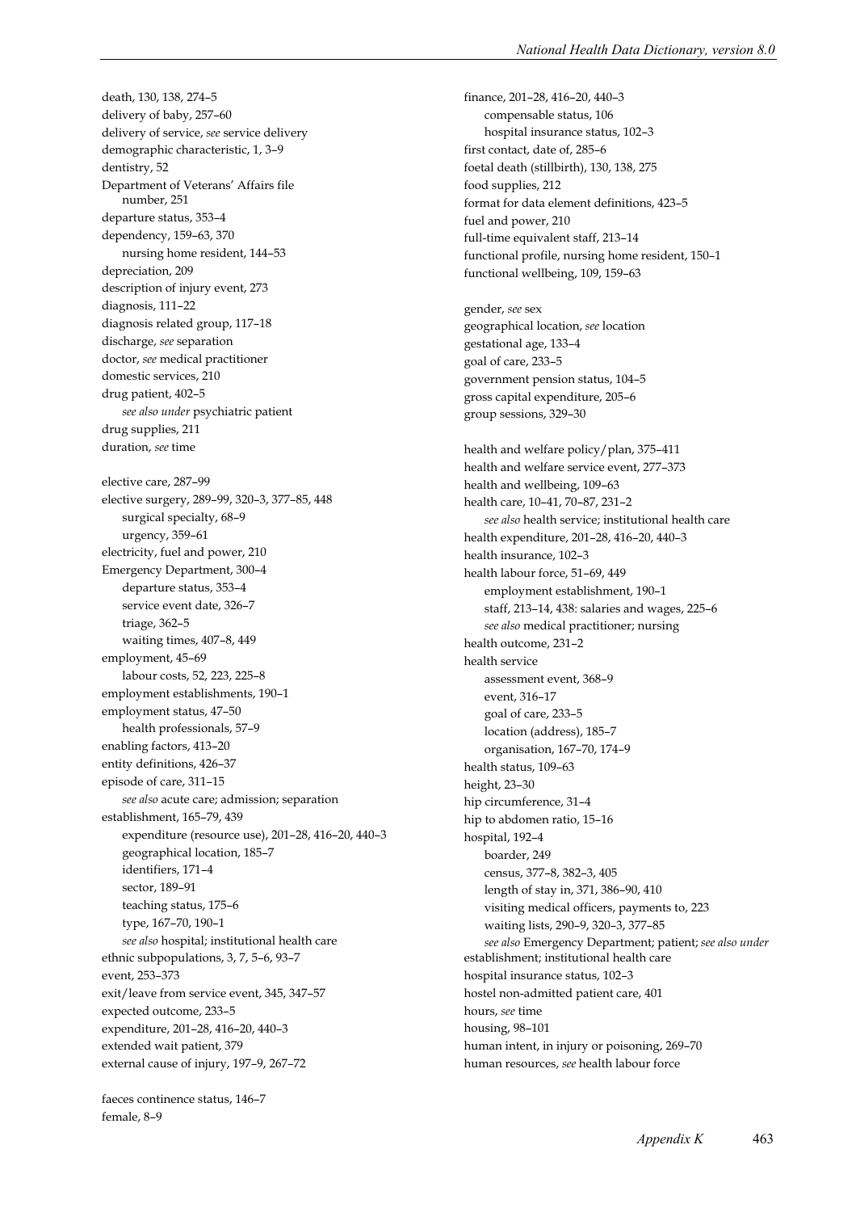death, 130, 138, 274–5
delivery of baby, 257–60
delivery of service, *see* service delivery
demographic characteristic, 1, 3–9
dentistry, 52
Department of Veterans' Affairs file number, 251
departure status, 353–4
dependency, 159–63, 370
    nursing home resident, 144–53
depreciation, 209
description of injury event, 273
diagnosis, 111–22
diagnosis related group, 117–18
discharge, *see* separation
doctor, *see* medical practitioner
domestic services, 210
drug patient, 402–5
    *see also under* psychiatric patient
drug supplies, 211
duration, *see* time

elective care, 287–99
elective surgery, 289–99, 320–3, 377–85, 448
    surgical specialty, 68–9
    urgency, 359–61
electricity, fuel and power, 210
Emergency Department, 300–4
    departure status, 353–4
    service event date, 326–7
    triage, 362–5
    waiting times, 407–8, 449
employment, 45–69
    labour costs, 52, 223, 225–8
employment establishments, 190–1
employment status, 47–50
    health professionals, 57–9
enabling factors, 413–20
entity definitions, 426–37
episode of care, 311–15
    *see also* acute care; admission; separation
establishment, 165–79, 439
    expenditure (resource use), 201–28, 416–20, 440–3
    geographical location, 185–7
    identifiers, 171–4
    sector, 189–91
    teaching status, 175–6
    type, 167–70, 190–1
    *see also* hospital; institutional health care
ethnic subpopulations, 3, 7, 5–6, 93–7
event, 253–373
exit/leave from service event, 345, 347–57
expected outcome, 233–5
expenditure, 201–28, 416–20, 440–3
extended wait patient, 379
external cause of injury, 197–9, 267–72

faeces continence status, 146–7
female, 8–9

finance, 201–28, 416–20, 440–3
    compensable status, 106
    hospital insurance status, 102–3
first contact, date of, 285–6
foetal death (stillbirth), 130, 138, 275
food supplies, 212
format for data element definitions, 423–5
fuel and power, 210
full-time equivalent staff, 213–14
functional profile, nursing home resident, 150–1
functional wellbeing, 109, 159–63

gender, *see* sex
geographical location, *see* location
gestational age, 133–4
goal of care, 233–5
government pension status, 104–5
gross capital expenditure, 205–6
group sessions, 329–30

health and welfare policy/plan, 375–411
health and welfare service event, 277–373
health and wellbeing, 109–63
health care, 10–41, 70–87, 231–2
    *see also* health service; institutional health care
health expenditure, 201–28, 416–20, 440–3
health insurance, 102–3
health labour force, 51–69, 449
    employment establishment, 190–1
    staff, 213–14, 438: salaries and wages, 225–6
    *see also* medical practitioner; nursing
health outcome, 231–2
health service
    assessment event, 368–9
    event, 316–17
    goal of care, 233–5
    location (address), 185–7
    organisation, 167–70, 174–9
health status, 109–63
height, 23–30
hip circumference, 31–4
hip to abdomen ratio, 15–16
hospital, 192–4
    boarder, 249
    census, 377–8, 382–3, 405
    length of stay in, 371, 386–90, 410
    visiting medical officers, payments to, 223
    waiting lists, 290–9, 320–3, 377–85
    *see also* Emergency Department; patient; *see also under* establishment; institutional health care
hospital insurance status, 102–3
hostel non-admitted patient care, 401
hours, *see* time
housing, 98–101
human intent, in injury or poisoning, 269–70
human resources, *see* health labour force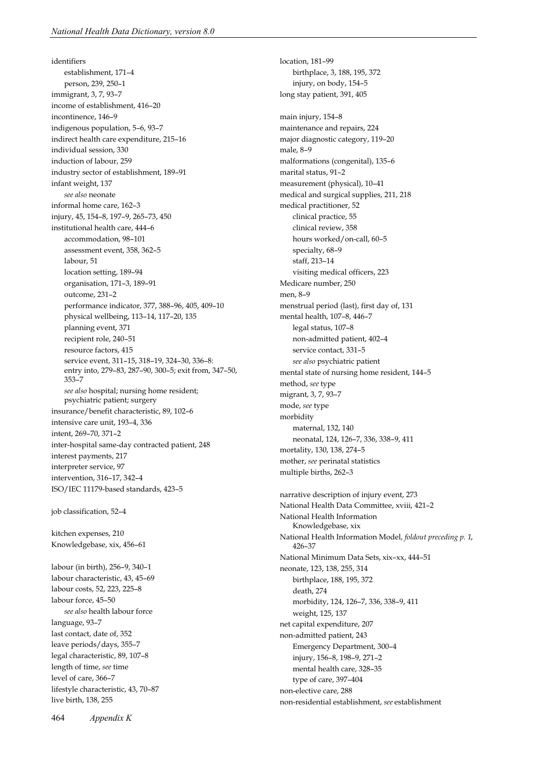identifiers
- establishment, 171–4
- person, 239, 250–1

immigrant, 3, 7, 93–7
income of establishment, 416–20
incontinence, 146–9
indigenous population, 5–6, 93–7
indirect health care expenditure, 215–16
individual session, 330
induction of labour, 259
industry sector of establishment, 189–91
infant weight, 137
- *see also* neonate

informal home care, 162–3
injury, 45, 154–8, 197–9, 265–73, 450
institutional health care, 444–6
- accommodation, 98–101
- assessment event, 358, 362–5
- labour, 51
- location setting, 189–94
- organisation, 171–3, 189–91
- outcome, 231–2
- performance indicator, 377, 388–96, 405, 409–10
- physical wellbeing, 113–14, 117–20, 135
- planning event, 371
- recipient role, 240–51
- resource factors, 415
- service event, 311–15, 318–19, 324–30, 336–8: entry into, 279–83, 287–90, 300–5; exit from, 347–50, 353–7
- *see also* hospital; nursing home resident; psychiatric patient; surgery

insurance/benefit characteristic, 89, 102–6
intensive care unit, 193–4, 336
intent, 269–70, 371–2
inter-hospital same-day contracted patient, 248
interest payments, 217
interpreter service, 97
intervention, 316–17, 342–4
ISO/IEC 11179-based standards, 423–5

job classification, 52–4

kitchen expenses, 210
Knowledgebase, xix, 456–61

labour (in birth), 256–9, 340–1
labour characteristic, 43, 45–69
labour costs, 52, 223, 225–8
labour force, 45–50
- *see also* health labour force

language, 93–7
last contact, date of, 352
leave periods/days, 355–7
legal characteristic, 89, 107–8
length of time, *see* time
level of care, 366–7
lifestyle characteristic, 43, 70–87
live birth, 138, 255
location, 181–99
- birthplace, 3, 188, 195, 372
- injury, on body, 154–5

long stay patient, 391, 405

main injury, 154–8
maintenance and repairs, 224
major diagnostic category, 119–20
male, 8–9
malformations (congenital), 135–6
marital status, 91–2
measurement (physical), 10–41
medical and surgical supplies, 211, 218
medical practitioner, 52
- clinical practice, 55
- clinical review, 358
- hours worked/on-call, 60–5
- specialty, 68–9
- staff, 213–14
- visiting medical officers, 223

Medicare number, 250
men, 8–9
menstrual period (last), first day of, 131
mental health, 107–8, 446–7
- legal status, 107–8
- non-admitted patient, 402–4
- service contact, 331–5
- *see also* psychiatric patient

mental state of nursing home resident, 144–5
method, *see* type
migrant, 3, 7, 93–7
mode, *see* type
morbidity
- maternal, 132, 140
- neonatal, 124, 126–7, 336, 338–9, 411

mortality, 130, 138, 274–5
mother, *see* perinatal statistics
multiple births, 262–3

narrative description of injury event, 273
National Health Data Committee, xviii, 421–2
National Health Information Knowledgebase, xix
National Health Information Model, *foldout preceding p. 1*, 426–37
National Minimum Data Sets, xix–xx, 444–51
neonate, 123, 138, 255, 314
- birthplace, 188, 195, 372
- death, 274
- morbidity, 124, 126–7, 336, 338–9, 411
- weight, 125, 137

net capital expenditure, 207
non-admitted patient, 243
- Emergency Department, 300–4
- injury, 156–8, 198–9, 271–2
- mental health care, 328–35
- type of care, 397–404

non-elective care, 288
non-residential establishment, *see* establishment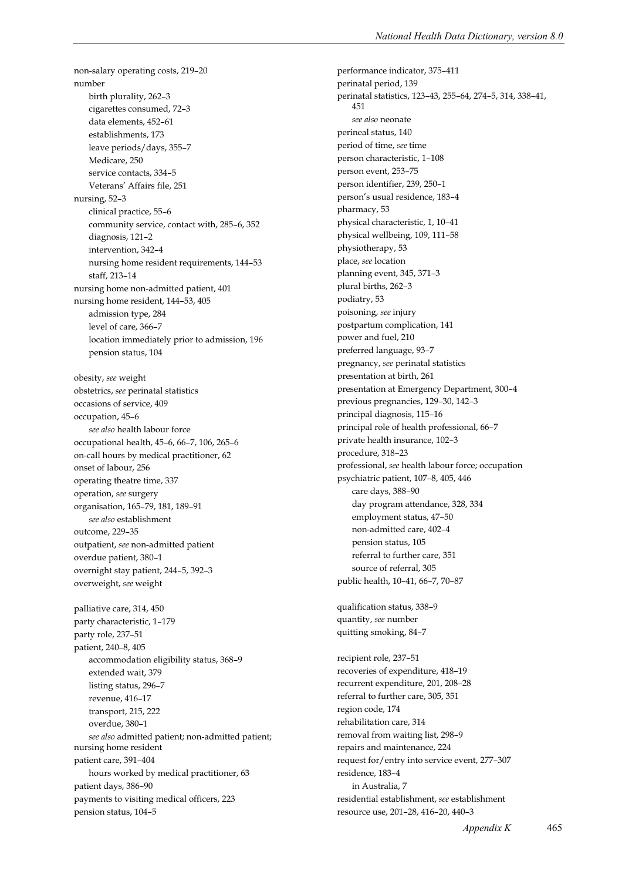non-salary operating costs, 219–20
number
- birth plurality, 262–3
- cigarettes consumed, 72–3
- data elements, 452–61
- establishments, 173
- leave periods/days, 355–7
- Medicare, 250
- service contacts, 334–5
- Veterans' Affairs file, 251

nursing, 52–3
- clinical practice, 55–6
- community service, contact with, 285–6, 352
- diagnosis, 121–2
- intervention, 342–4
- nursing home resident requirements, 144–53
- staff, 213–14

nursing home non-admitted patient, 401
nursing home resident, 144–53, 405
- admission type, 284
- level of care, 366–7
- location immediately prior to admission, 196
- pension status, 104

obesity, *see* weight
obstetrics, *see* perinatal statistics
occasions of service, 409
occupation, 45–6
- *see also* health labour force

occupational health, 45–6, 66–7, 106, 265–6
on-call hours by medical practitioner, 62
onset of labour, 256
operating theatre time, 337
operation, *see* surgery
organisation, 165–79, 181, 189–91
- *see also* establishment

outcome, 229–35
outpatient, *see* non-admitted patient
overdue patient, 380–1
overnight stay patient, 244–5, 392–3
overweight, *see* weight

palliative care, 314, 450
party characteristic, 1–179
party role, 237–51
patient, 240–8, 405
- accommodation eligibility status, 368–9
- extended wait, 379
- listing status, 296–7
- revenue, 416–17
- transport, 215, 222
- overdue, 380–1
- *see also* admitted patient; non-admitted patient; nursing home resident

patient care, 391–404
- hours worked by medical practitioner, 63

patient days, 386–90
payments to visiting medical officers, 223
pension status, 104–5
performance indicator, 375–411
perinatal period, 139
perinatal statistics, 123–43, 255–64, 274–5, 314, 338–41, 451
- *see also* neonate

perineal status, 140
period of time, *see* time
person characteristic, 1–108
person event, 253–75
person identifier, 239, 250–1
person's usual residence, 183–4
pharmacy, 53
physical characteristic, 1, 10–41
physical wellbeing, 109, 111–58
physiotherapy, 53
place, *see* location
planning event, 345, 371–3
plural births, 262–3
podiatry, 53
poisoning, *see* injury
postpartum complication, 141
power and fuel, 210
preferred language, 93–7
pregnancy, *see* perinatal statistics
presentation at birth, 261
presentation at Emergency Department, 300–4
previous pregnancies, 129–30, 142–3
principal diagnosis, 115–16
principal role of health professional, 66–7
private health insurance, 102–3
procedure, 318–23
professional, *see* health labour force; occupation
psychiatric patient, 107–8, 405, 446
- care days, 388–90
- day program attendance, 328, 334
- employment status, 47–50
- non-admitted care, 402–4
- pension status, 105
- referral to further care, 351
- source of referral, 305

public health, 10–41, 66–7, 70–87

qualification status, 338–9
quantity, *see* number
quitting smoking, 84–7

recipient role, 237–51
recoveries of expenditure, 418–19
recurrent expenditure, 201, 208–28
referral to further care, 305, 351
region code, 174
rehabilitation care, 314
removal from waiting list, 298–9
repairs and maintenance, 224
request for/entry into service event, 277–307
residence, 183–4
- in Australia, 7

residential establishment, *see* establishment
resource use, 201–28, 416–20, 440–3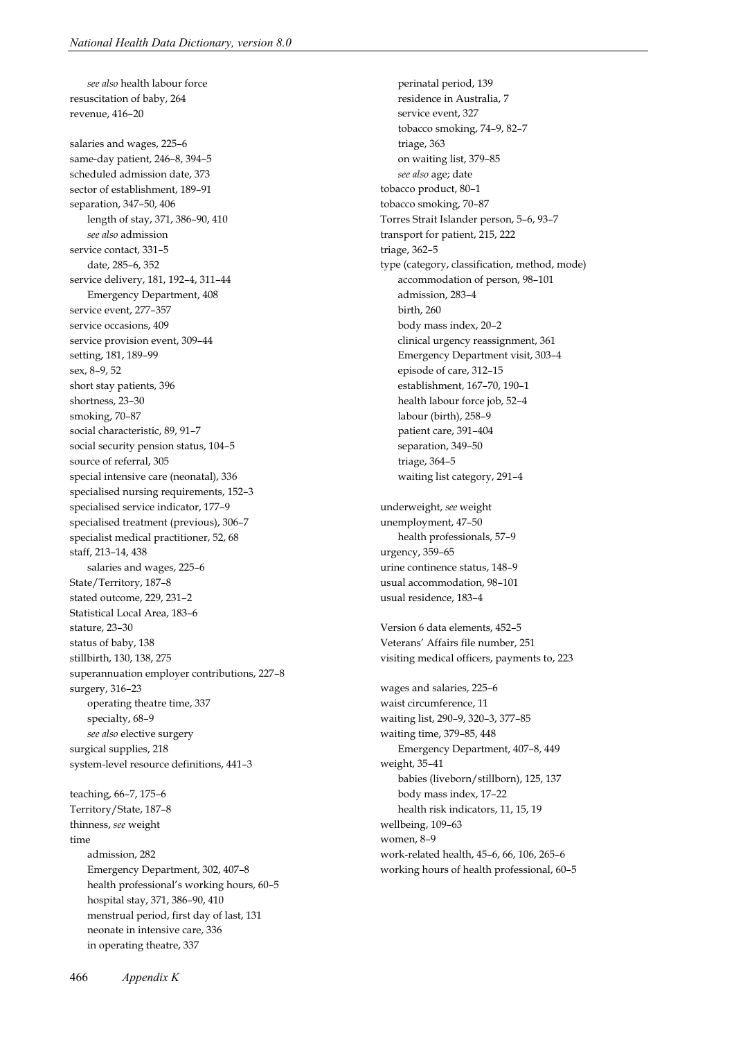*see also* health labour force
resuscitation of baby, 264
revenue, 416–20

salaries and wages, 225–6
same-day patient, 246–8, 394–5
scheduled admission date, 373
sector of establishment, 189–91
separation, 347–50, 406
  length of stay, 371, 386–90, 410
  *see also* admission
service contact, 331–5
  date, 285–6, 352
service delivery, 181, 192–4, 311–44
  Emergency Department, 408
service event, 277–357
service occasions, 409
service provision event, 309–44
setting, 181, 189–99
sex, 8–9, 52
short stay patients, 396
shortness, 23–30
smoking, 70–87
social characteristic, 89, 91–7
social security pension status, 104–5
source of referral, 305
special intensive care (neonatal), 336
specialised nursing requirements, 152–3
specialised service indicator, 177–9
specialised treatment (previous), 306–7
specialist medical practitioner, 52, 68
staff, 213–14, 438
  salaries and wages, 225–6
State/Territory, 187–8
stated outcome, 229, 231–2
Statistical Local Area, 183–6
stature, 23–30
status of baby, 138
stillbirth, 130, 138, 275
superannuation employer contributions, 227–8
surgery, 316–23
  operating theatre time, 337
  specialty, 68–9
  *see also* elective surgery
surgical supplies, 218
system-level resource definitions, 441–3

teaching, 66–7, 175–6
Territory/State, 187–8
thinness, *see* weight
time
  admission, 282
  Emergency Department, 302, 407–8
  health professional's working hours, 60–5
  hospital stay, 371, 386–90, 410
  menstrual period, first day of last, 131
  neonate in intensive care, 336
  in operating theatre, 337
  perinatal period, 139
  residence in Australia, 7
  service event, 327
  tobacco smoking, 74–9, 82–7
  triage, 363
  on waiting list, 379–85
  *see also* age; date
tobacco product, 80–1
tobacco smoking, 70–87
Torres Strait Islander person, 5–6, 93–7
transport for patient, 215, 222
triage, 362–5
type (category, classification, method, mode)
  accommodation of person, 98–101
  admission, 283–4
  birth, 260
  body mass index, 20–2
  clinical urgency reassignment, 361
  Emergency Department visit, 303–4
  episode of care, 312–15
  establishment, 167–70, 190–1
  health labour force job, 52–4
  labour (birth), 258–9
  patient care, 391–404
  separation, 349–50
  triage, 364–5
  waiting list category, 291–4

underweight, *see* weight
unemployment, 47–50
  health professionals, 57–9
urgency, 359–65
urine continence status, 148–9
usual accommodation, 98–101
usual residence, 183–4

Version 6 data elements, 452–5
Veterans' Affairs file number, 251
visiting medical officers, payments to, 223

wages and salaries, 225–6
waist circumference, 11
waiting list, 290–9, 320–3, 377–85
waiting time, 379–85, 448
  Emergency Department, 407–8, 449
weight, 35–41
  babies (liveborn/stillborn), 125, 137
  body mass index, 17–22
  health risk indicators, 11, 15, 19
wellbeing, 109–63
women, 8–9
work-related health, 45–6, 66, 106, 265–6
working hours of health professional, 60–5